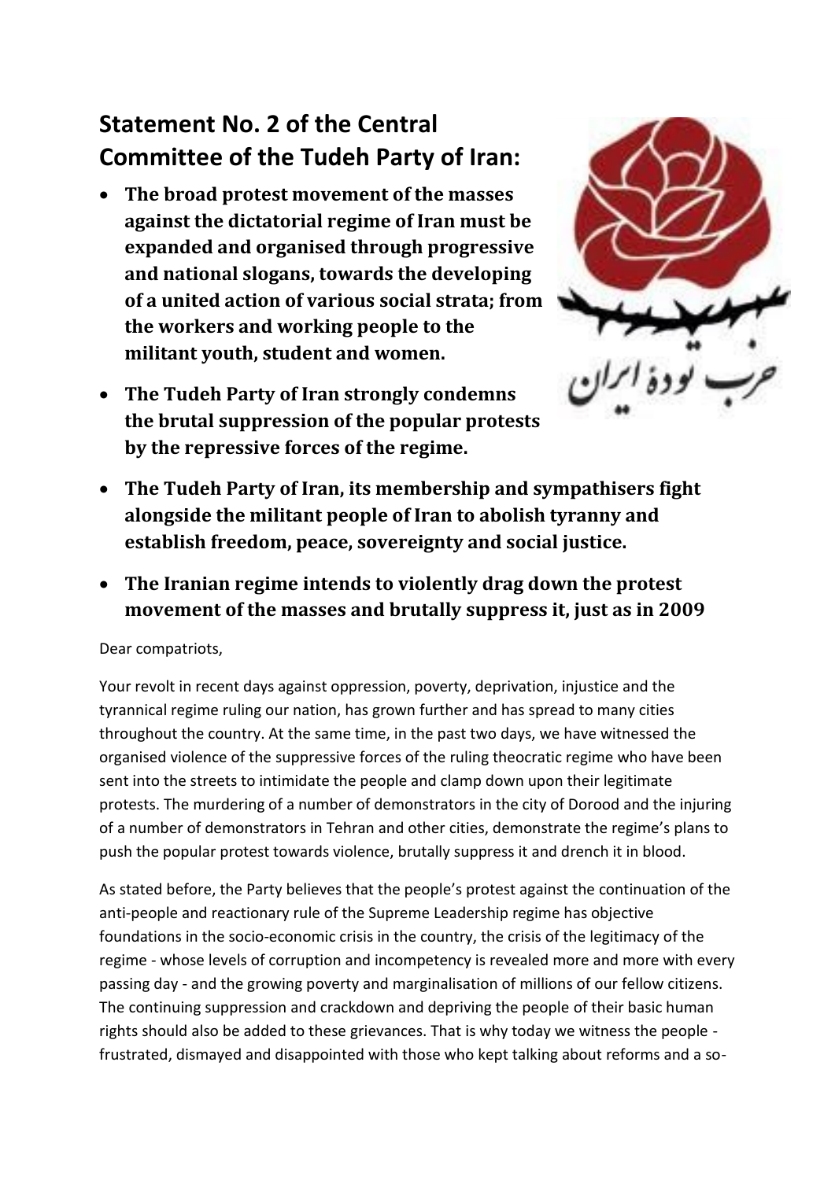# Statement No. 2 of the Central Committee of the Tudeh Party of Iran:

- **The broad protest movement of the masses against the dictatorial regime of Iran must be expanded and organised through progressive and national slogans, towards the developing of a united action of various social strata; from the workers and working people to the militant youth, student and women.**
- **The Tudeh Party of Iran strongly condemns the brutal suppression of the popular protests by the repressive forces of the regime.**
- **The Tudeh Party of Iran, its membership and sympathisers fight alongside the militant people of Iran to abolish tyranny and establish freedom, peace, sovereignty and social justice.**
- **The Iranian regime intends to violently drag down the protest movement of the masses and brutally suppress it, just as in 2009**

Dear compatriots,

Your revolt in recent days against oppression, poverty, deprivation, injustice and the tyrannical regime ruling our nation, has grown further and has spread to many cities throughout the country. At the same time, in the past two days, we have witnessed the organised violence of the suppressive forces of the ruling theocratic regime who have been sent into the streets to intimidate the people and clamp down upon their legitimate protests. The murdering of a number of demonstrators in the city of Dorood and the injuring of a number of demonstrators in Tehran and other cities, demonstrate the regime's plans to push the popular protest towards violence, brutally suppress it and drench it in blood.

As stated before, the Party believes that the people's protest against the continuation of the anti-people and reactionary rule of the Supreme Leadership regime has objective foundations in the socio-economic crisis in the country, the crisis of the legitimacy of the regime - whose levels of corruption and incompetency is revealed more and more with every passing day - and the growing poverty and marginalisation of millions of our fellow citizens. The continuing suppression and crackdown and depriving the people of their basic human rights should also be added to these grievances. That is why today we witness the people - frustrated, dismayed and disappointed with those who kept talking about reforms and a so-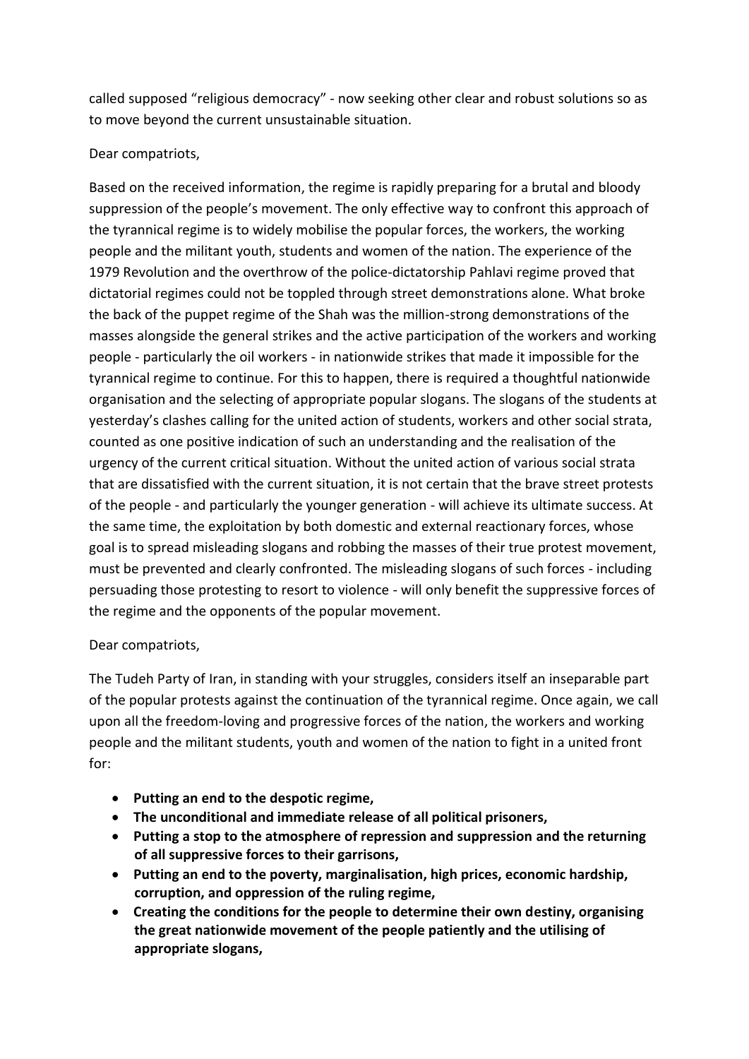called supposed "religious democracy" - now seeking other clear and robust solutions so as to move beyond the current unsustainable situation.

Dear compatriots,

Based on the received information, the regime is rapidly preparing for a brutal and bloody suppression of the people's movement. The only effective way to confront this approach of the tyrannical regime is to widely mobilise the popular forces, the workers, the working people and the militant youth, students and women of the nation. The experience of the 1979 Revolution and the overthrow of the police-dictatorship Pahlavi regime proved that dictatorial regimes could not be toppled through street demonstrations alone. What broke the back of the puppet regime of the Shah was the million-strong demonstrations of the masses alongside the general strikes and the active participation of the workers and working people - particularly the oil workers - in nationwide strikes that made it impossible for the tyrannical regime to continue. For this to happen, there is required a thoughtful nationwide organisation and the selecting of appropriate popular slogans. The slogans of the students at yesterday's clashes calling for the united action of students, workers and other social strata, counted as one positive indication of such an understanding and the realisation of the urgency of the current critical situation. Without the united action of various social strata that are dissatisfied with the current situation, it is not certain that the brave street protests of the people - and particularly the younger generation - will achieve its ultimate success. At the same time, the exploitation by both domestic and external reactionary forces, whose goal is to spread misleading slogans and robbing the masses of their true protest movement, must be prevented and clearly confronted. The misleading slogans of such forces - including persuading those protesting to resort to violence - will only benefit the suppressive forces of the regime and the opponents of the popular movement.

Dear compatriots,

The Tudeh Party of Iran, in standing with your struggles, considers itself an inseparable part of the popular protests against the continuation of the tyrannical regime. Once again, we call upon all the freedom-loving and progressive forces of the nation, the workers and working people and the militant students, youth and women of the nation to fight in a united front for:

- **Putting an end to the despotic regime,**
- **The unconditional and immediate release of all political prisoners,**
- **Putting a stop to the atmosphere of repression and suppression and the returning of all suppressive forces to their garrisons,**
- **Putting an end to the poverty, marginalisation, high prices, economic hardship, corruption, and oppression of the ruling regime,**
- **Creating the conditions for the people to determine their own destiny, organising the great nationwide movement of the people patiently and the utilising of appropriate slogans,**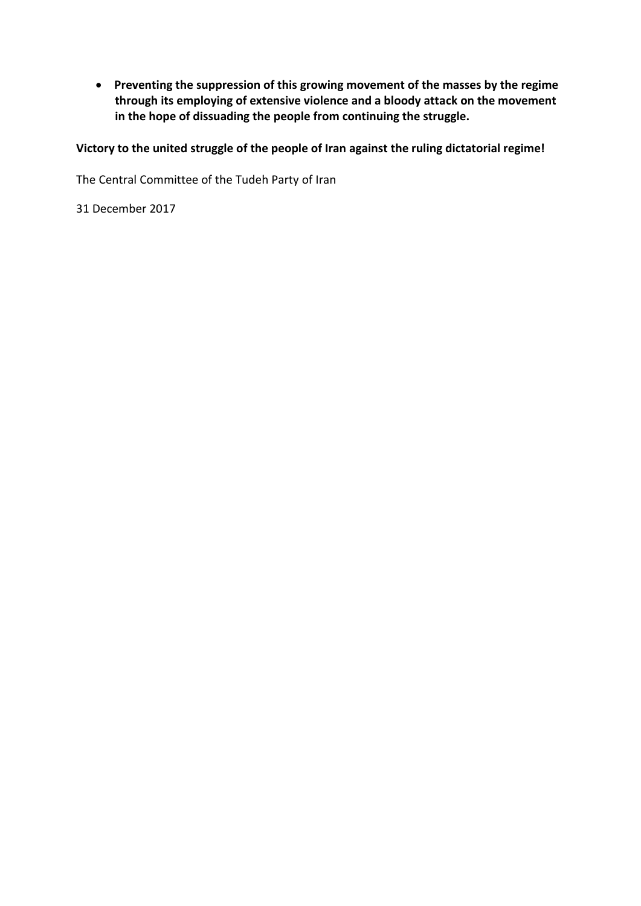- **Preventing the suppression of this growing movement of the masses by the regime through its employing of extensive violence and a bloody attack on the movement in the hope of dissuading the people from continuing the struggle.**

**Victory to the united struggle of the people of Iran against the ruling dictatorial regime!**

The Central Committee of the Tudeh Party of Iran

31 December 2017